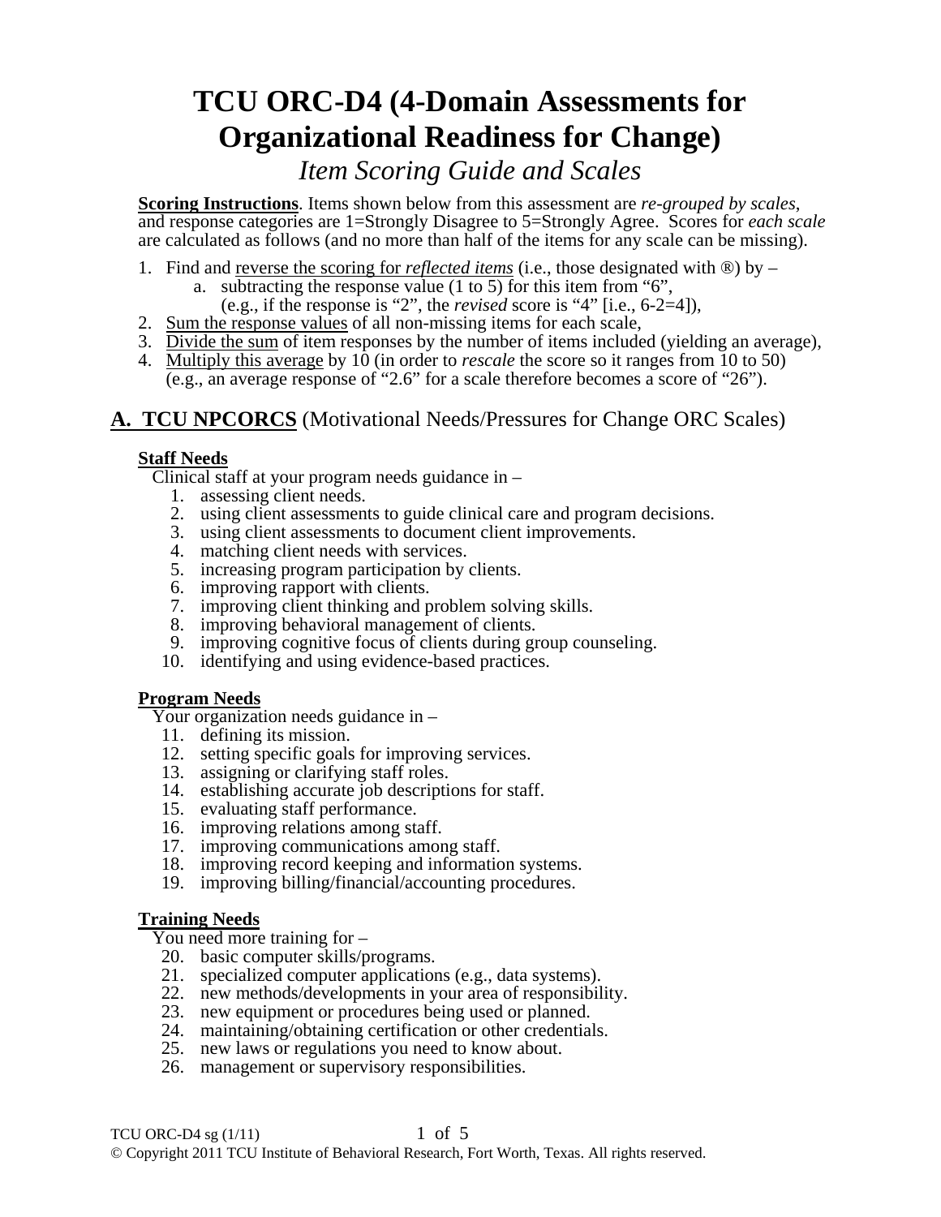# TCU ORC-D4 (4-Domain Assessments for Organizational Readiness for Change)

*Item Scoring Guide and Scales*

**Scoring Instructions**. Items shown below from this assessment are *re-grouped by scales*, and response categories are 1=Strongly Disagree to 5=Strongly Agree. Scores for *each scale* are calculated as follows (and no more than half of the items for any scale can be missing).

1. Find and reverse the scoring for *reflected items* (i.e., those designated with ®) by –
   a. subtracting the response value (1 to 5) for this item from "6", (e.g., if the response is "2", the *revised* score is "4" [i.e., 6-2=4]),
2. Sum the response values of all non-missing items for each scale,
3. Divide the sum of item responses by the number of items included (yielding an average),
4. Multiply this average by 10 (in order to *rescale* the score so it ranges from 10 to 50) (e.g., an average response of "2.6" for a scale therefore becomes a score of "26").

## A. TCU NPCORCS (Motivational Needs/Pressures for Change ORC Scales)

### Staff Needs

Clinical staff at your program needs guidance in –

1. assessing client needs.
2. using client assessments to guide clinical care and program decisions.
3. using client assessments to document client improvements.
4. matching client needs with services.
5. increasing program participation by clients.
6. improving rapport with clients.
7. improving client thinking and problem solving skills.
8. improving behavioral management of clients.
9. improving cognitive focus of clients during group counseling.
10. identifying and using evidence-based practices.

### Program Needs

Your organization needs guidance in –

11. defining its mission.
12. setting specific goals for improving services.
13. assigning or clarifying staff roles.
14. establishing accurate job descriptions for staff.
15. evaluating staff performance.
16. improving relations among staff.
17. improving communications among staff.
18. improving record keeping and information systems.
19. improving billing/financial/accounting procedures.

### Training Needs

You need more training for –

20. basic computer skills/programs.
21. specialized computer applications (e.g., data systems).
22. new methods/developments in your area of responsibility.
23. new equipment or procedures being used or planned.
24. maintaining/obtaining certification or other credentials.
25. new laws or regulations you need to know about.
26. management or supervisory responsibilities.

© Copyright 2011 TCU Institute of Behavioral Research, Fort Worth, Texas. All rights reserved.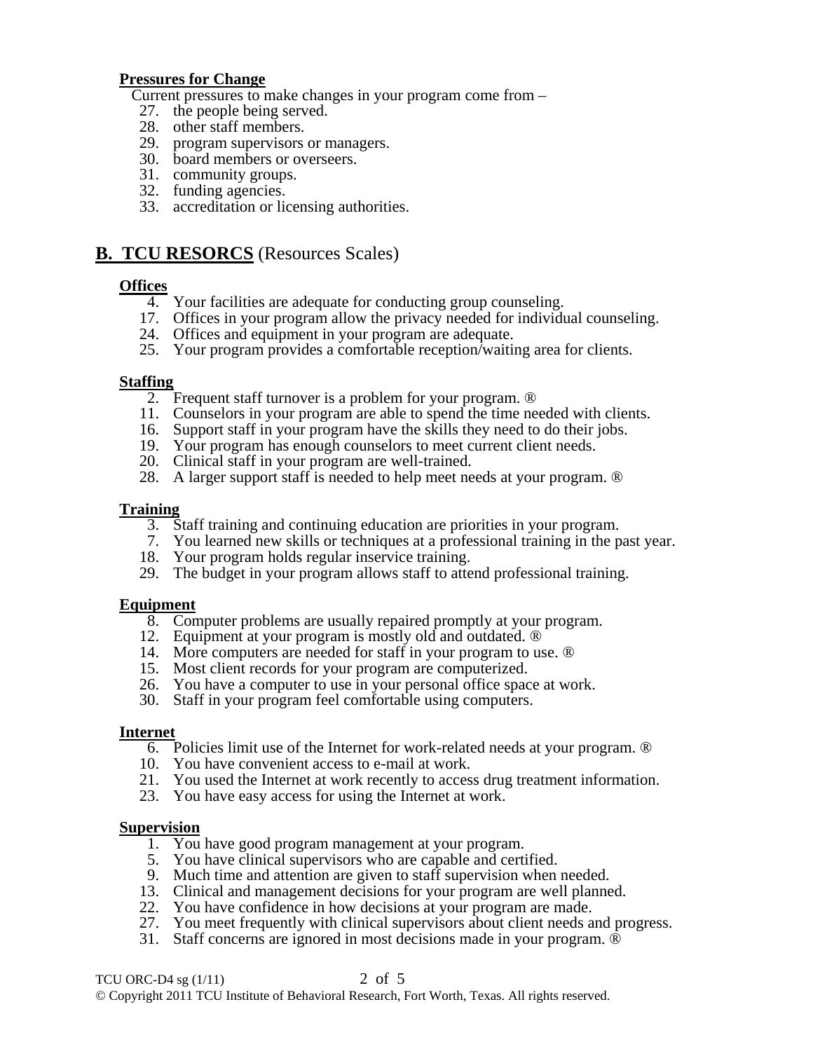**Pressures for Change**

Current pressures to make changes in your program come from –

27. the people being served.
28. other staff members.
29. program supervisors or managers.
30. board members or overseers.
31. community groups.
32. funding agencies.
33. accreditation or licensing authorities.

## B. TCU RESORCS (Resources Scales)

**Offices**

4. Your facilities are adequate for conducting group counseling.
17. Offices in your program allow the privacy needed for individual counseling.
24. Offices and equipment in your program are adequate.
25. Your program provides a comfortable reception/waiting area for clients.

**Staffing**

2. Frequent staff turnover is a problem for your program. ®
11. Counselors in your program are able to spend the time needed with clients.
16. Support staff in your program have the skills they need to do their jobs.
19. Your program has enough counselors to meet current client needs.
20. Clinical staff in your program are well-trained.
28. A larger support staff is needed to help meet needs at your program. ®

**Training**

3. Staff training and continuing education are priorities in your program.
7. You learned new skills or techniques at a professional training in the past year.
18. Your program holds regular inservice training.
29. The budget in your program allows staff to attend professional training.

**Equipment**

8. Computer problems are usually repaired promptly at your program.
12. Equipment at your program is mostly old and outdated. ®
14. More computers are needed for staff in your program to use. ®
15. Most client records for your program are computerized.
26. You have a computer to use in your personal office space at work.
30. Staff in your program feel comfortable using computers.

**Internet**

6. Policies limit use of the Internet for work-related needs at your program. ®
10. You have convenient access to e-mail at work.
21. You used the Internet at work recently to access drug treatment information.
23. You have easy access for using the Internet at work.

**Supervision**

1. You have good program management at your program.
5. You have clinical supervisors who are capable and certified.
9. Much time and attention are given to staff supervision when needed.
13. Clinical and management decisions for your program are well planned.
22. You have confidence in how decisions at your program are made.
27. You meet frequently with clinical supervisors about client needs and progress.
31. Staff concerns are ignored in most decisions made in your program. ®

TCU ORC-D4 sg (1/11)

© Copyright 2011 TCU Institute of Behavioral Research, Fort Worth, Texas. All rights reserved.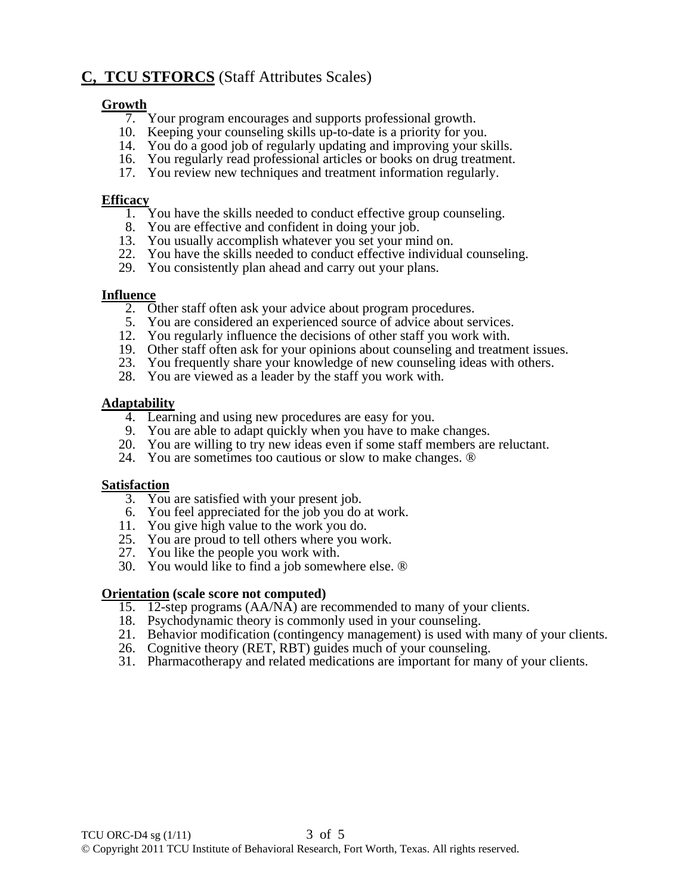## **C, TCU STFORCS** (Staff Attributes Scales)

**Growth**

7. Your program encourages and supports professional growth.
10. Keeping your counseling skills up-to-date is a priority for you.
14. You do a good job of regularly updating and improving your skills.
16. You regularly read professional articles or books on drug treatment.
17. You review new techniques and treatment information regularly.

**Efficacy**

1. You have the skills needed to conduct effective group counseling.
8. You are effective and confident in doing your job.
13. You usually accomplish whatever you set your mind on.
22. You have the skills needed to conduct effective individual counseling.
29. You consistently plan ahead and carry out your plans.

**Influence**

2. Other staff often ask your advice about program procedures.
5. You are considered an experienced source of advice about services.
12. You regularly influence the decisions of other staff you work with.
19. Other staff often ask for your opinions about counseling and treatment issues.
23. You frequently share your knowledge of new counseling ideas with others.
28. You are viewed as a leader by the staff you work with.

**Adaptability**

4. Learning and using new procedures are easy for you.
9. You are able to adapt quickly when you have to make changes.
20. You are willing to try new ideas even if some staff members are reluctant.
24. You are sometimes too cautious or slow to make changes. ®

**Satisfaction**

3. You are satisfied with your present job.
6. You feel appreciated for the job you do at work.
11. You give high value to the work you do.
25. You are proud to tell others where you work.
27. You like the people you work with.
30. You would like to find a job somewhere else. ®

**Orientation (scale score not computed)**

15. 12-step programs (AA/NA) are recommended to many of your clients.
18. Psychodynamic theory is commonly used in your counseling.
21. Behavior modification (contingency management) is used with many of your clients.
26. Cognitive theory (RET, RBT) guides much of your counseling.
31. Pharmacotherapy and related medications are important for many of your clients.

TCU ORC-D4 sg (1/11)

© Copyright 2011 TCU Institute of Behavioral Research, Fort Worth, Texas. All rights reserved.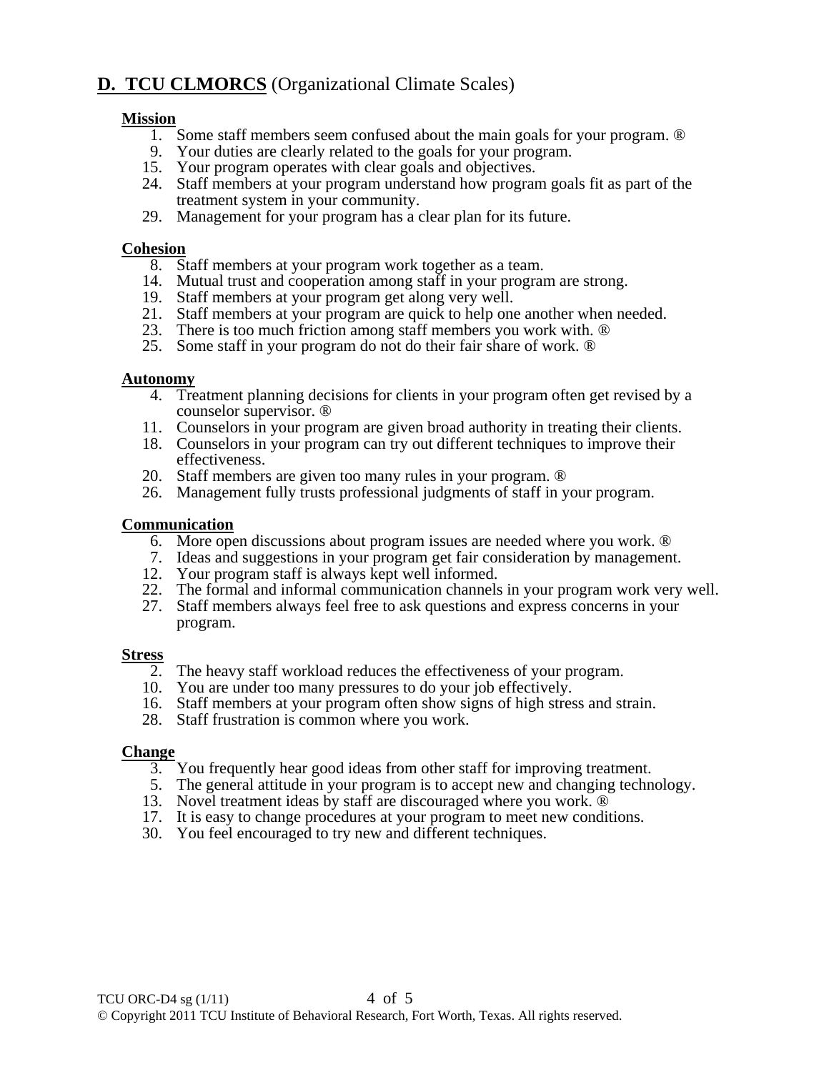## **D. TCU CLMORCS** (Organizational Climate Scales)

**Mission**

1. Some staff members seem confused about the main goals for your program. ®
9. Your duties are clearly related to the goals for your program.
15. Your program operates with clear goals and objectives.
24. Staff members at your program understand how program goals fit as part of the treatment system in your community.
29. Management for your program has a clear plan for its future.

**Cohesion**

8. Staff members at your program work together as a team.
14. Mutual trust and cooperation among staff in your program are strong.
19. Staff members at your program get along very well.
21. Staff members at your program are quick to help one another when needed.
23. There is too much friction among staff members you work with. ®
25. Some staff in your program do not do their fair share of work. ®

**Autonomy**

4. Treatment planning decisions for clients in your program often get revised by a counselor supervisor. ®
11. Counselors in your program are given broad authority in treating their clients.
18. Counselors in your program can try out different techniques to improve their effectiveness.
20. Staff members are given too many rules in your program. ®
26. Management fully trusts professional judgments of staff in your program.

**Communication**

6. More open discussions about program issues are needed where you work. ®
7. Ideas and suggestions in your program get fair consideration by management.
12. Your program staff is always kept well informed.
22. The formal and informal communication channels in your program work very well.
27. Staff members always feel free to ask questions and express concerns in your program.

**Stress**

2. The heavy staff workload reduces the effectiveness of your program.
10. You are under too many pressures to do your job effectively.
16. Staff members at your program often show signs of high stress and strain.
28. Staff frustration is common where you work.

**Change**

3. You frequently hear good ideas from other staff for improving treatment.
5. The general attitude in your program is to accept new and changing technology.
13. Novel treatment ideas by staff are discouraged where you work. ®
17. It is easy to change procedures at your program to meet new conditions.
30. You feel encouraged to try new and different techniques.

TCU ORC-D4 sg (1/11)

© Copyright 2011 TCU Institute of Behavioral Research, Fort Worth, Texas. All rights reserved.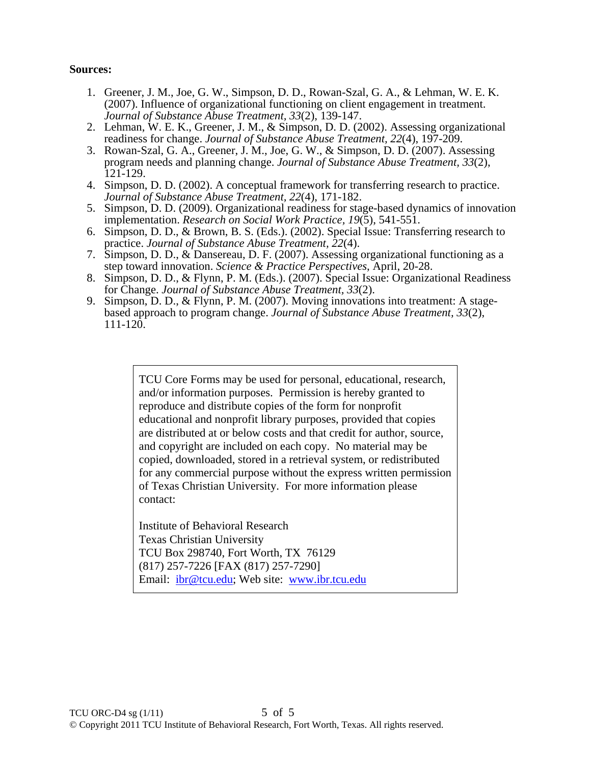**Sources:**

1. Greener, J. M., Joe, G. W., Simpson, D. D., Rowan-Szal, G. A., & Lehman, W. E. K. (2007). Influence of organizational functioning on client engagement in treatment. *Journal of Substance Abuse Treatment*, *33*(2), 139-147.
2. Lehman, W. E. K., Greener, J. M., & Simpson, D. D. (2002). Assessing organizational readiness for change. *Journal of Substance Abuse Treatment*, *22*(4), 197-209.
3. Rowan-Szal, G. A., Greener, J. M., Joe, G. W., & Simpson, D. D. (2007). Assessing program needs and planning change. *Journal of Substance Abuse Treatment, 33*(2), 121-129.
4. Simpson, D. D. (2002). A conceptual framework for transferring research to practice. *Journal of Substance Abuse Treatment*, *22*(4), 171-182.
5. Simpson, D. D. (2009). Organizational readiness for stage-based dynamics of innovation implementation. *Research on Social Work Practice, 19*(5), 541-551.
6. Simpson, D. D., & Brown, B. S. (Eds.). (2002). Special Issue: Transferring research to practice. *Journal of Substance Abuse Treatment, 22*(4).
7. Simpson, D. D., & Dansereau, D. F. (2007). Assessing organizational functioning as a step toward innovation. *Science & Practice Perspectives*, April, 20-28.
8. Simpson, D. D., & Flynn, P. M. (Eds.). (2007). Special Issue: Organizational Readiness for Change. *Journal of Substance Abuse Treatment, 33*(2).
9. Simpson, D. D., & Flynn, P. M. (2007). Moving innovations into treatment: A stage-based approach to program change. *Journal of Substance Abuse Treatment, 33*(2), 111-120.

TCU Core Forms may be used for personal, educational, research, and/or information purposes. Permission is hereby granted to reproduce and distribute copies of the form for nonprofit educational and nonprofit library purposes, provided that copies are distributed at or below costs and that credit for author, source, and copyright are included on each copy. No material may be copied, downloaded, stored in a retrieval system, or redistributed for any commercial purpose without the express written permission of Texas Christian University. For more information please contact:

Institute of Behavioral Research
Texas Christian University
TCU Box 298740, Fort Worth, TX 76129
(817) 257-7226 [FAX (817) 257-7290]
Email: ibr@tcu.edu; Web site: www.ibr.tcu.edu

TCU ORC-D4 sg (1/11)

© Copyright 2011 TCU Institute of Behavioral Research, Fort Worth, Texas. All rights reserved.